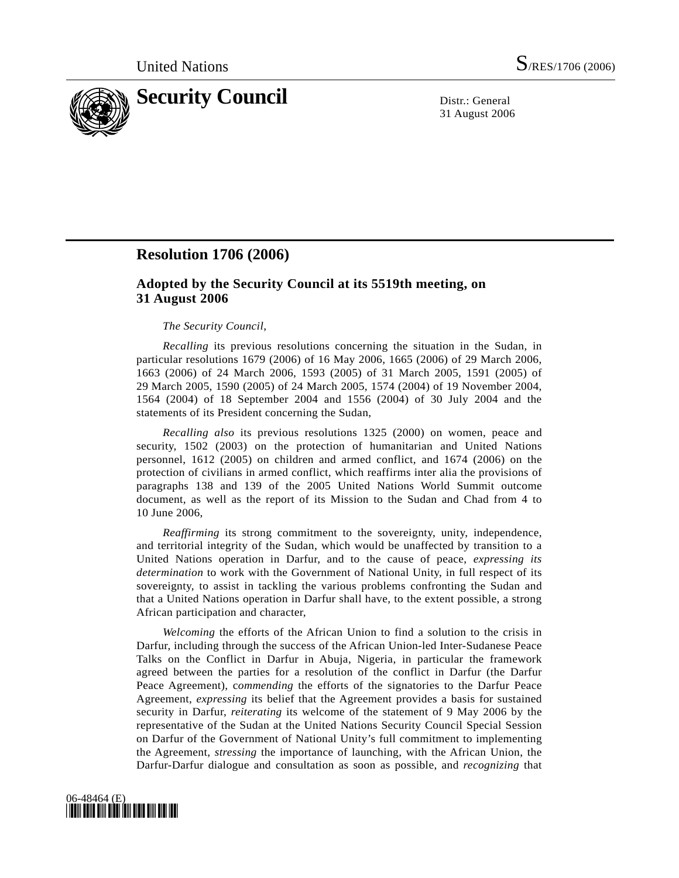United Nations S/RES/1706 (2006)

# Security Council

Distr.: General
31 August 2006

## Resolution 1706 (2006)

### Adopted by the Security Council at its 5519th meeting, on 31 August 2006

*The Security Council*,

*Recalling* its previous resolutions concerning the situation in the Sudan, in particular resolutions 1679 (2006) of 16 May 2006, 1665 (2006) of 29 March 2006, 1663 (2006) of 24 March 2006, 1593 (2005) of 31 March 2005, 1591 (2005) of 29 March 2005, 1590 (2005) of 24 March 2005, 1574 (2004) of 19 November 2004, 1564 (2004) of 18 September 2004 and 1556 (2004) of 30 July 2004 and the statements of its President concerning the Sudan,

*Recalling also* its previous resolutions 1325 (2000) on women, peace and security, 1502 (2003) on the protection of humanitarian and United Nations personnel, 1612 (2005) on children and armed conflict, and 1674 (2006) on the protection of civilians in armed conflict, which reaffirms inter alia the provisions of paragraphs 138 and 139 of the 2005 United Nations World Summit outcome document, as well as the report of its Mission to the Sudan and Chad from 4 to 10 June 2006,

*Reaffirming* its strong commitment to the sovereignty, unity, independence, and territorial integrity of the Sudan, which would be unaffected by transition to a United Nations operation in Darfur, and to the cause of peace, *expressing its determination* to work with the Government of National Unity, in full respect of its sovereignty, to assist in tackling the various problems confronting the Sudan and that a United Nations operation in Darfur shall have, to the extent possible, a strong African participation and character,

*Welcoming* the efforts of the African Union to find a solution to the crisis in Darfur, including through the success of the African Union-led Inter-Sudanese Peace Talks on the Conflict in Darfur in Abuja, Nigeria, in particular the framework agreed between the parties for a resolution of the conflict in Darfur (the Darfur Peace Agreement), *commending* the efforts of the signatories to the Darfur Peace Agreement, *expressing* its belief that the Agreement provides a basis for sustained security in Darfur, *reiterating* its welcome of the statement of 9 May 2006 by the representative of the Sudan at the United Nations Security Council Special Session on Darfur of the Government of National Unity's full commitment to implementing the Agreement, *stressing* the importance of launching, with the African Union, the Darfur-Darfur dialogue and consultation as soon as possible, and *recognizing* that

06-48464 (E)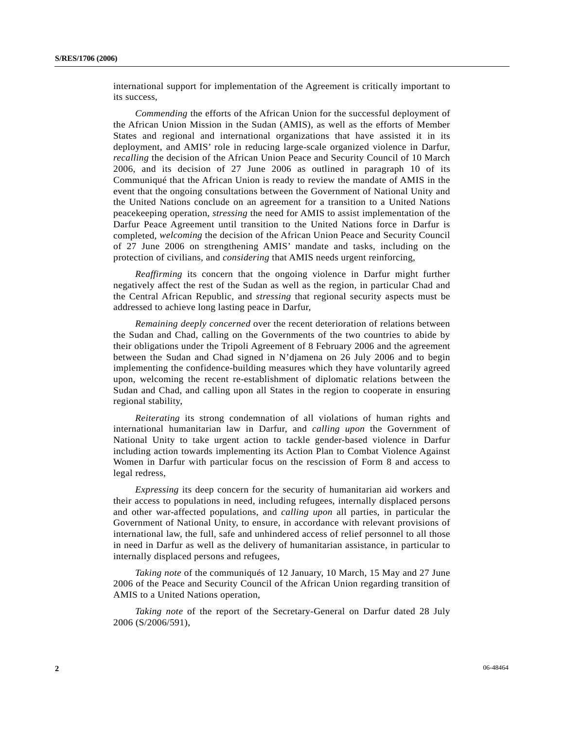international support for implementation of the Agreement is critically important to its success,

*Commending* the efforts of the African Union for the successful deployment of the African Union Mission in the Sudan (AMIS), as well as the efforts of Member States and regional and international organizations that have assisted it in its deployment, and AMIS' role in reducing large-scale organized violence in Darfur, *recalling* the decision of the African Union Peace and Security Council of 10 March 2006, and its decision of 27 June 2006 as outlined in paragraph 10 of its Communiqué that the African Union is ready to review the mandate of AMIS in the event that the ongoing consultations between the Government of National Unity and the United Nations conclude on an agreement for a transition to a United Nations peacekeeping operation, *stressing* the need for AMIS to assist implementation of the Darfur Peace Agreement until transition to the United Nations force in Darfur is completed, *welcoming* the decision of the African Union Peace and Security Council of 27 June 2006 on strengthening AMIS' mandate and tasks, including on the protection of civilians, and *considering* that AMIS needs urgent reinforcing,

*Reaffirming* its concern that the ongoing violence in Darfur might further negatively affect the rest of the Sudan as well as the region, in particular Chad and the Central African Republic, and *stressing* that regional security aspects must be addressed to achieve long lasting peace in Darfur,

*Remaining deeply concerned* over the recent deterioration of relations between the Sudan and Chad, calling on the Governments of the two countries to abide by their obligations under the Tripoli Agreement of 8 February 2006 and the agreement between the Sudan and Chad signed in N'djamena on 26 July 2006 and to begin implementing the confidence-building measures which they have voluntarily agreed upon, welcoming the recent re-establishment of diplomatic relations between the Sudan and Chad, and calling upon all States in the region to cooperate in ensuring regional stability,

*Reiterating* its strong condemnation of all violations of human rights and international humanitarian law in Darfur, and *calling upon* the Government of National Unity to take urgent action to tackle gender-based violence in Darfur including action towards implementing its Action Plan to Combat Violence Against Women in Darfur with particular focus on the rescission of Form 8 and access to legal redress,

*Expressing* its deep concern for the security of humanitarian aid workers and their access to populations in need, including refugees, internally displaced persons and other war-affected populations, and *calling upon* all parties, in particular the Government of National Unity, to ensure, in accordance with relevant provisions of international law, the full, safe and unhindered access of relief personnel to all those in need in Darfur as well as the delivery of humanitarian assistance, in particular to internally displaced persons and refugees,

*Taking note* of the communiqués of 12 January, 10 March, 15 May and 27 June 2006 of the Peace and Security Council of the African Union regarding transition of AMIS to a United Nations operation,

*Taking note* of the report of the Secretary-General on Darfur dated 28 July 2006 (S/2006/591),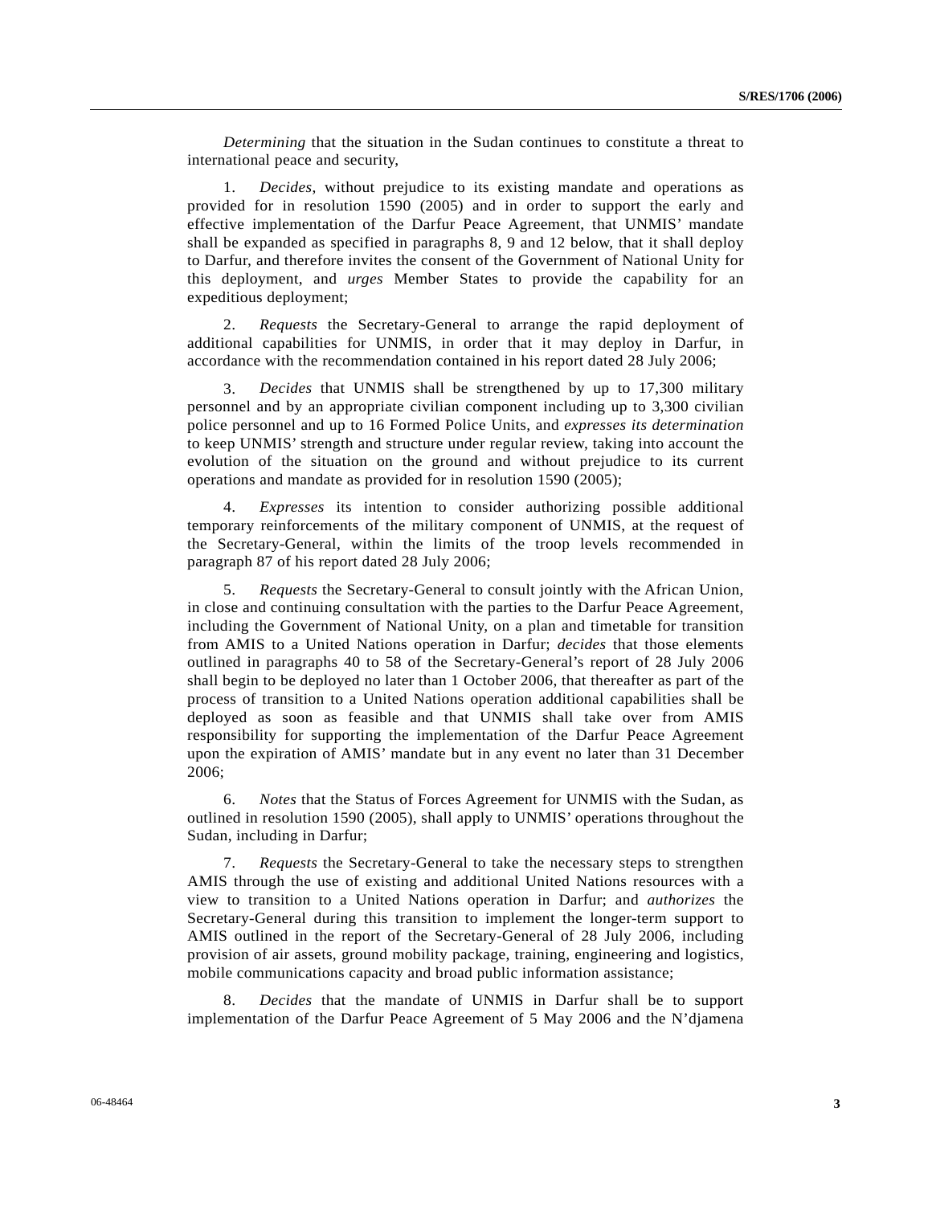*Determining* that the situation in the Sudan continues to constitute a threat to international peace and security,

1. *Decides*, without prejudice to its existing mandate and operations as provided for in resolution 1590 (2005) and in order to support the early and effective implementation of the Darfur Peace Agreement, that UNMIS' mandate shall be expanded as specified in paragraphs 8, 9 and 12 below, that it shall deploy to Darfur, and therefore invites the consent of the Government of National Unity for this deployment, and *urges* Member States to provide the capability for an expeditious deployment;

2. *Requests* the Secretary-General to arrange the rapid deployment of additional capabilities for UNMIS, in order that it may deploy in Darfur, in accordance with the recommendation contained in his report dated 28 July 2006;

3. *Decides* that UNMIS shall be strengthened by up to 17,300 military personnel and by an appropriate civilian component including up to 3,300 civilian police personnel and up to 16 Formed Police Units, and *expresses its determination* to keep UNMIS' strength and structure under regular review, taking into account the evolution of the situation on the ground and without prejudice to its current operations and mandate as provided for in resolution 1590 (2005);

4. *Expresses* its intention to consider authorizing possible additional temporary reinforcements of the military component of UNMIS, at the request of the Secretary-General, within the limits of the troop levels recommended in paragraph 87 of his report dated 28 July 2006;

5. *Requests* the Secretary-General to consult jointly with the African Union, in close and continuing consultation with the parties to the Darfur Peace Agreement, including the Government of National Unity, on a plan and timetable for transition from AMIS to a United Nations operation in Darfur; *decides* that those elements outlined in paragraphs 40 to 58 of the Secretary-General's report of 28 July 2006 shall begin to be deployed no later than 1 October 2006, that thereafter as part of the process of transition to a United Nations operation additional capabilities shall be deployed as soon as feasible and that UNMIS shall take over from AMIS responsibility for supporting the implementation of the Darfur Peace Agreement upon the expiration of AMIS' mandate but in any event no later than 31 December 2006;

6. *Notes* that the Status of Forces Agreement for UNMIS with the Sudan, as outlined in resolution 1590 (2005), shall apply to UNMIS' operations throughout the Sudan, including in Darfur;

7. *Requests* the Secretary-General to take the necessary steps to strengthen AMIS through the use of existing and additional United Nations resources with a view to transition to a United Nations operation in Darfur; and *authorizes* the Secretary-General during this transition to implement the longer-term support to AMIS outlined in the report of the Secretary-General of 28 July 2006, including provision of air assets, ground mobility package, training, engineering and logistics, mobile communications capacity and broad public information assistance;

8. *Decides* that the mandate of UNMIS in Darfur shall be to support implementation of the Darfur Peace Agreement of 5 May 2006 and the N'djamena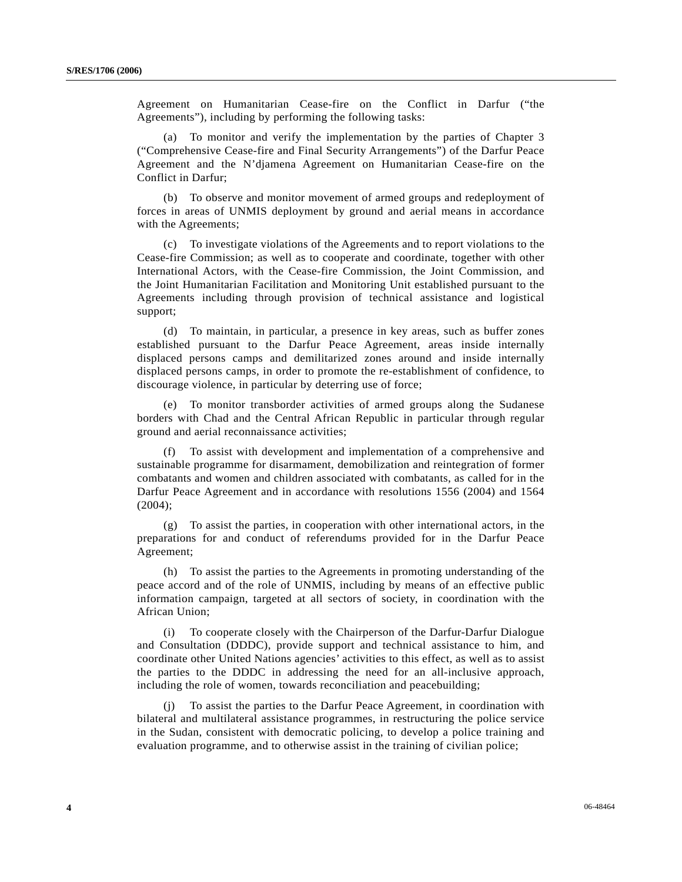Agreement on Humanitarian Cease-fire on the Conflict in Darfur (“the Agreements”), including by performing the following tasks:

(a) To monitor and verify the implementation by the parties of Chapter 3 (“Comprehensive Cease-fire and Final Security Arrangements”) of the Darfur Peace Agreement and the N’djamena Agreement on Humanitarian Cease-fire on the Conflict in Darfur;

(b) To observe and monitor movement of armed groups and redeployment of forces in areas of UNMIS deployment by ground and aerial means in accordance with the Agreements;

(c) To investigate violations of the Agreements and to report violations to the Cease-fire Commission; as well as to cooperate and coordinate, together with other International Actors, with the Cease-fire Commission, the Joint Commission, and the Joint Humanitarian Facilitation and Monitoring Unit established pursuant to the Agreements including through provision of technical assistance and logistical support;

(d) To maintain, in particular, a presence in key areas, such as buffer zones established pursuant to the Darfur Peace Agreement, areas inside internally displaced persons camps and demilitarized zones around and inside internally displaced persons camps, in order to promote the re-establishment of confidence, to discourage violence, in particular by deterring use of force;

(e) To monitor transborder activities of armed groups along the Sudanese borders with Chad and the Central African Republic in particular through regular ground and aerial reconnaissance activities;

(f) To assist with development and implementation of a comprehensive and sustainable programme for disarmament, demobilization and reintegration of former combatants and women and children associated with combatants, as called for in the Darfur Peace Agreement and in accordance with resolutions 1556 (2004) and 1564 (2004);

(g) To assist the parties, in cooperation with other international actors, in the preparations for and conduct of referendums provided for in the Darfur Peace Agreement;

(h) To assist the parties to the Agreements in promoting understanding of the peace accord and of the role of UNMIS, including by means of an effective public information campaign, targeted at all sectors of society, in coordination with the African Union;

(i) To cooperate closely with the Chairperson of the Darfur-Darfur Dialogue and Consultation (DDDC), provide support and technical assistance to him, and coordinate other United Nations agencies’ activities to this effect, as well as to assist the parties to the DDDC in addressing the need for an all-inclusive approach, including the role of women, towards reconciliation and peacebuilding;

(j) To assist the parties to the Darfur Peace Agreement, in coordination with bilateral and multilateral assistance programmes, in restructuring the police service in the Sudan, consistent with democratic policing, to develop a police training and evaluation programme, and to otherwise assist in the training of civilian police;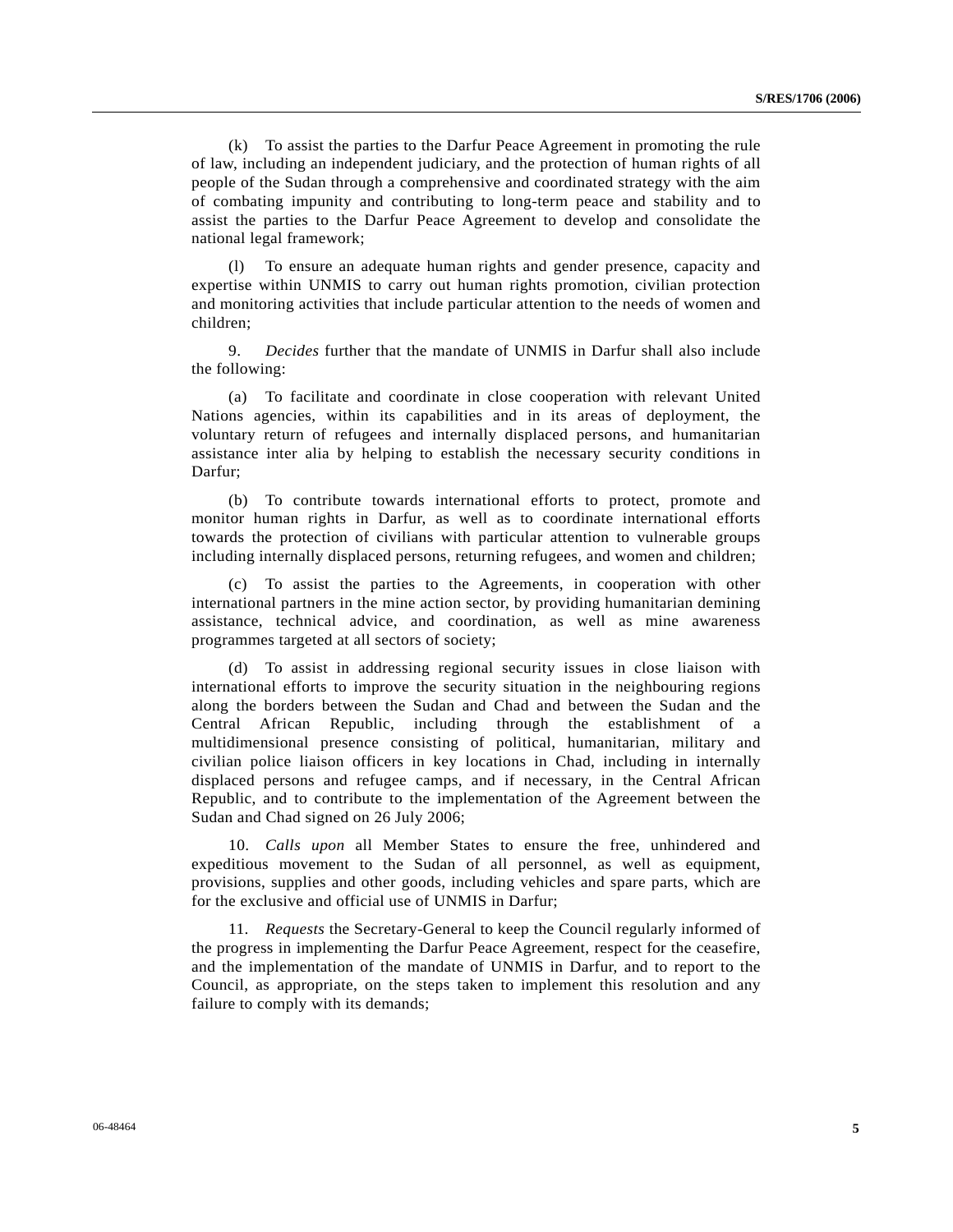(k) To assist the parties to the Darfur Peace Agreement in promoting the rule of law, including an independent judiciary, and the protection of human rights of all people of the Sudan through a comprehensive and coordinated strategy with the aim of combating impunity and contributing to long-term peace and stability and to assist the parties to the Darfur Peace Agreement to develop and consolidate the national legal framework;

(l) To ensure an adequate human rights and gender presence, capacity and expertise within UNMIS to carry out human rights promotion, civilian protection and monitoring activities that include particular attention to the needs of women and children;

9. *Decides* further that the mandate of UNMIS in Darfur shall also include the following:

(a) To facilitate and coordinate in close cooperation with relevant United Nations agencies, within its capabilities and in its areas of deployment, the voluntary return of refugees and internally displaced persons, and humanitarian assistance inter alia by helping to establish the necessary security conditions in Darfur;

(b) To contribute towards international efforts to protect, promote and monitor human rights in Darfur, as well as to coordinate international efforts towards the protection of civilians with particular attention to vulnerable groups including internally displaced persons, returning refugees, and women and children;

(c) To assist the parties to the Agreements, in cooperation with other international partners in the mine action sector, by providing humanitarian demining assistance, technical advice, and coordination, as well as mine awareness programmes targeted at all sectors of society;

(d) To assist in addressing regional security issues in close liaison with international efforts to improve the security situation in the neighbouring regions along the borders between the Sudan and Chad and between the Sudan and the Central African Republic, including through the establishment of a multidimensional presence consisting of political, humanitarian, military and civilian police liaison officers in key locations in Chad, including in internally displaced persons and refugee camps, and if necessary, in the Central African Republic, and to contribute to the implementation of the Agreement between the Sudan and Chad signed on 26 July 2006;

10. *Calls upon* all Member States to ensure the free, unhindered and expeditious movement to the Sudan of all personnel, as well as equipment, provisions, supplies and other goods, including vehicles and spare parts, which are for the exclusive and official use of UNMIS in Darfur;

11. *Requests* the Secretary-General to keep the Council regularly informed of the progress in implementing the Darfur Peace Agreement, respect for the ceasefire, and the implementation of the mandate of UNMIS in Darfur, and to report to the Council, as appropriate, on the steps taken to implement this resolution and any failure to comply with its demands;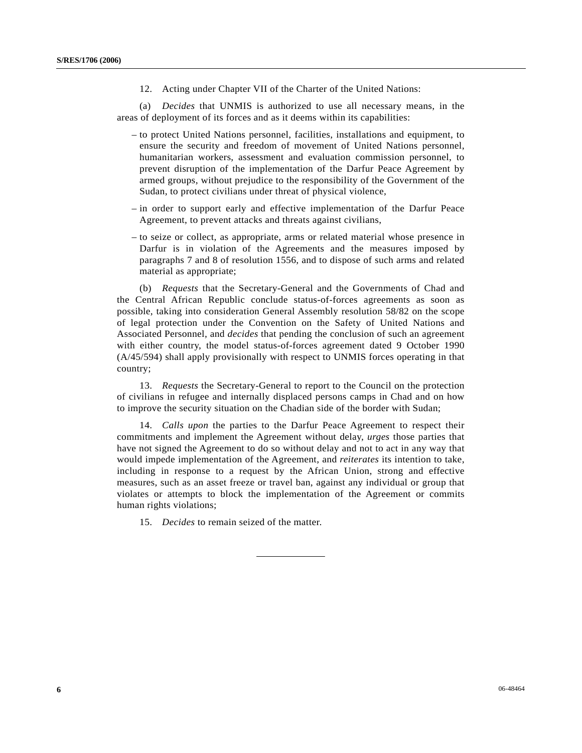12. Acting under Chapter VII of the Charter of the United Nations:

(a) *Decides* that UNMIS is authorized to use all necessary means, in the areas of deployment of its forces and as it deems within its capabilities:

– to protect United Nations personnel, facilities, installations and equipment, to ensure the security and freedom of movement of United Nations personnel, humanitarian workers, assessment and evaluation commission personnel, to prevent disruption of the implementation of the Darfur Peace Agreement by armed groups, without prejudice to the responsibility of the Government of the Sudan, to protect civilians under threat of physical violence,

– in order to support early and effective implementation of the Darfur Peace Agreement, to prevent attacks and threats against civilians,

– to seize or collect, as appropriate, arms or related material whose presence in Darfur is in violation of the Agreements and the measures imposed by paragraphs 7 and 8 of resolution 1556, and to dispose of such arms and related material as appropriate;

(b) *Requests* that the Secretary-General and the Governments of Chad and the Central African Republic conclude status-of-forces agreements as soon as possible, taking into consideration General Assembly resolution 58/82 on the scope of legal protection under the Convention on the Safety of United Nations and Associated Personnel, and *decides* that pending the conclusion of such an agreement with either country, the model status-of-forces agreement dated 9 October 1990 (A/45/594) shall apply provisionally with respect to UNMIS forces operating in that country;

13. *Requests* the Secretary-General to report to the Council on the protection of civilians in refugee and internally displaced persons camps in Chad and on how to improve the security situation on the Chadian side of the border with Sudan;

14. *Calls upon* the parties to the Darfur Peace Agreement to respect their commitments and implement the Agreement without delay, *urges* those parties that have not signed the Agreement to do so without delay and not to act in any way that would impede implementation of the Agreement, and *reiterates* its intention to take, including in response to a request by the African Union, strong and effective measures, such as an asset freeze or travel ban, against any individual or group that violates or attempts to block the implementation of the Agreement or commits human rights violations;

15. *Decides* to remain seized of the matter.